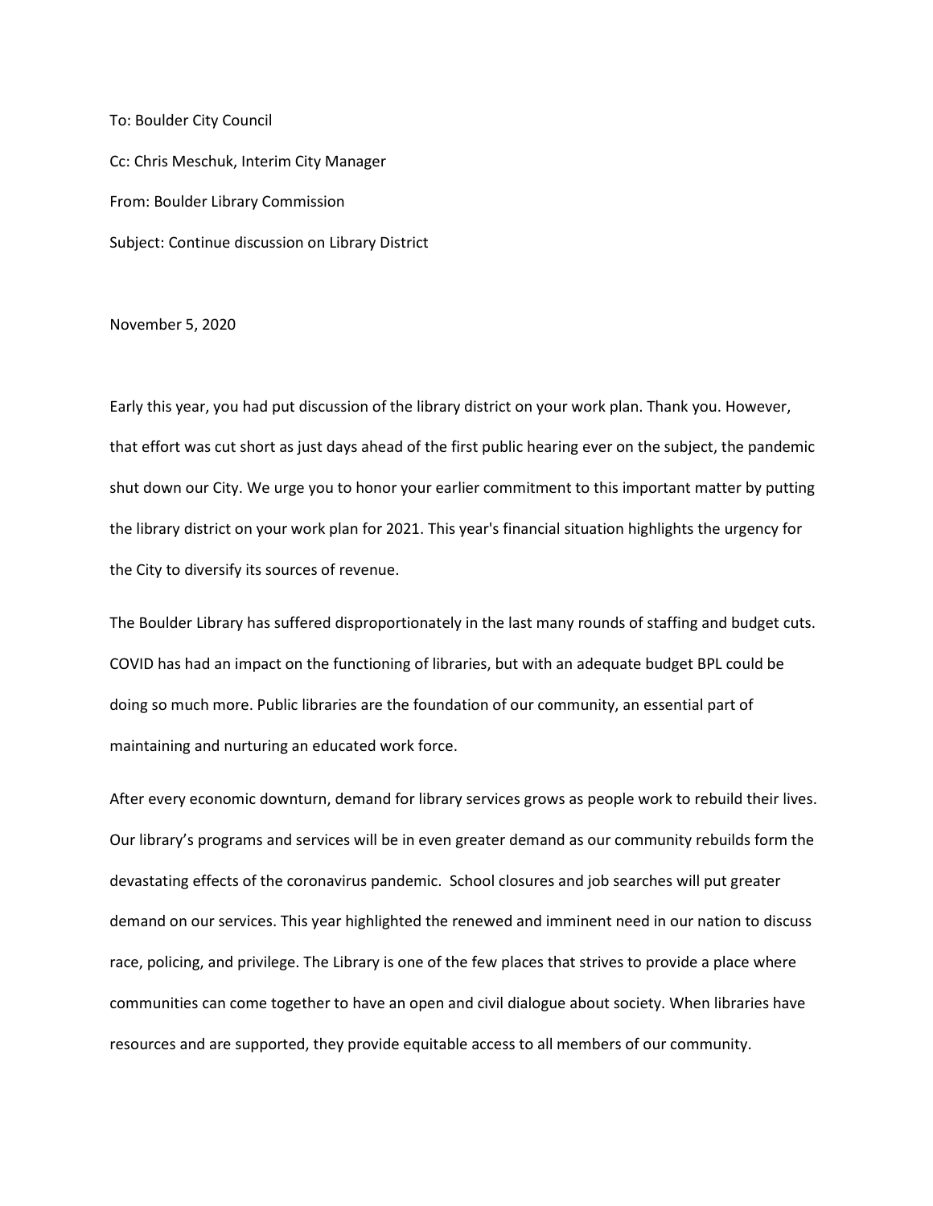To: Boulder City Council

Cc: Chris Meschuk, Interim City Manager

From: Boulder Library Commission

Subject: Continue discussion on Library District

November 5, 2020

Early this year, you had put discussion of the library district on your work plan. Thank you. However, that effort was cut short as just days ahead of the first public hearing ever on the subject, the pandemic shut down our City. We urge you to honor your earlier commitment to this important matter by putting the library district on your work plan for 2021. This year's financial situation highlights the urgency for the City to diversify its sources of revenue.

The Boulder Library has suffered disproportionately in the last many rounds of staffing and budget cuts. COVID has had an impact on the functioning of libraries, but with an adequate budget BPL could be doing so much more. Public libraries are the foundation of our community, an essential part of maintaining and nurturing an educated work force.

After every economic downturn, demand for library services grows as people work to rebuild their lives. Our library's programs and services will be in even greater demand as our community rebuilds form the devastating effects of the coronavirus pandemic. School closures and job searches will put greater demand on our services. This year highlighted the renewed and imminent need in our nation to discuss race, policing, and privilege. The Library is one of the few places that strives to provide a place where communities can come together to have an open and civil dialogue about society. When libraries have resources and are supported, they provide equitable access to all members of our community.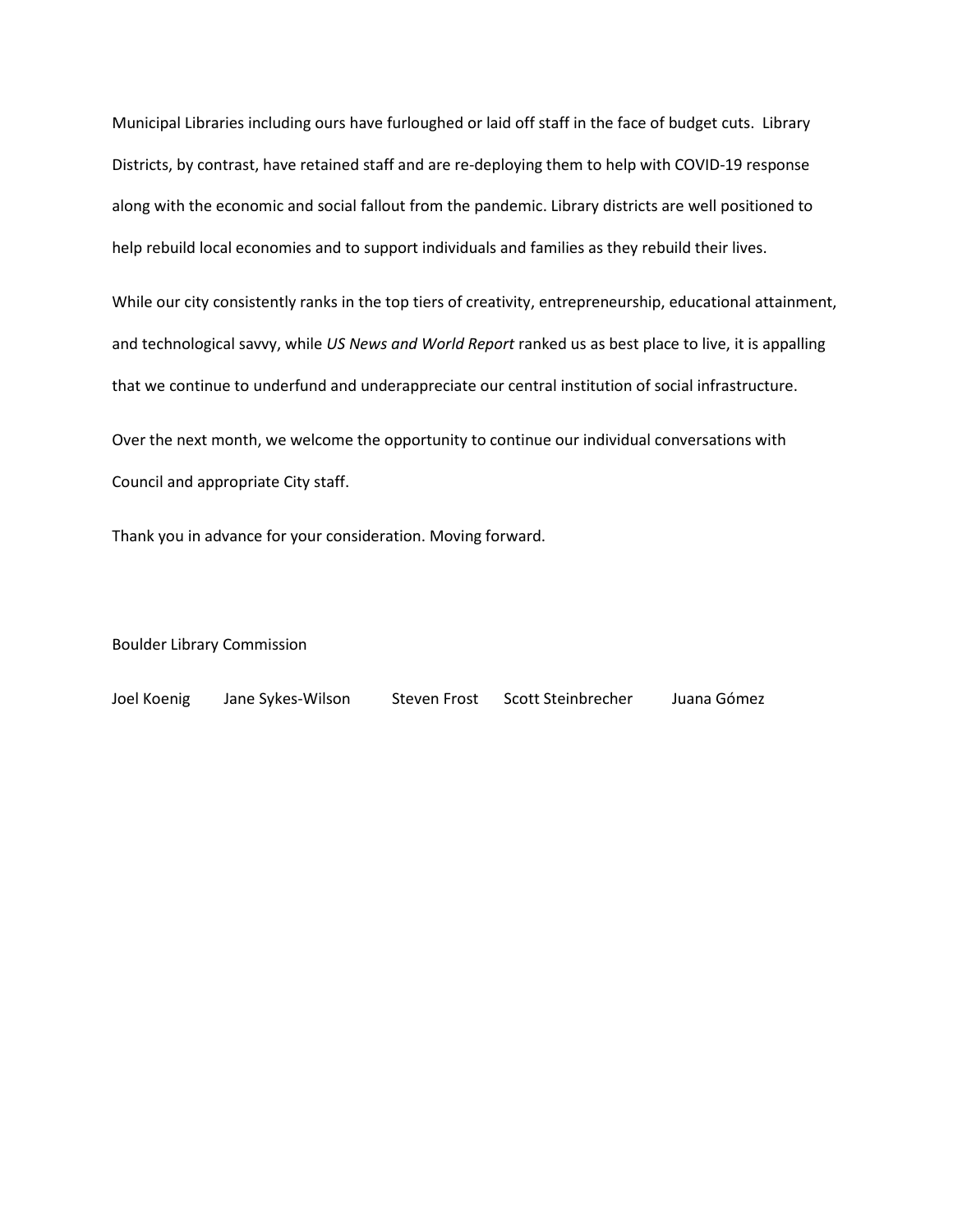Municipal Libraries including ours have furloughed or laid off staff in the face of budget cuts. Library Districts, by contrast, have retained staff and are re-deploying them to help with COVID-19 response along with the economic and social fallout from the pandemic. Library districts are well positioned to help rebuild local economies and to support individuals and families as they rebuild their lives.

While our city consistently ranks in the top tiers of creativity, entrepreneurship, educational attainment, and technological savvy, while *US News and World Report* ranked us as best place to live, it is appalling that we continue to underfund and underappreciate our central institution of social infrastructure.

Over the next month, we welcome the opportunity to continue our individual conversations with Council and appropriate City staff.

Thank you in advance for your consideration. Moving forward.

Boulder Library Commission

Joel Koenig    Jane Sykes-Wilson    Steven Frost    Scott Steinbrecher    Juana Gómez